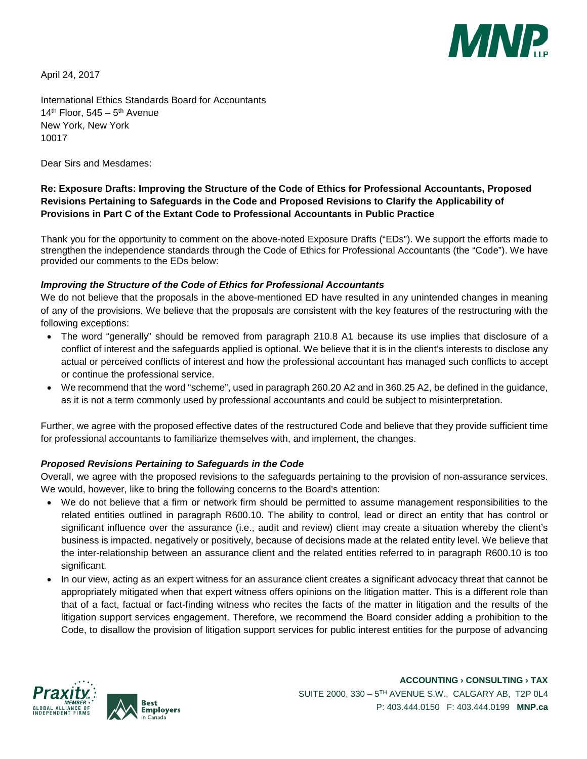April 24, 2017

International Ethics Standards Board for Accountants
14th Floor, 545 – 5th Avenue
New York, New York
10017

Dear Sirs and Mesdames:

**Re: Exposure Drafts: Improving the Structure of the Code of Ethics for Professional Accountants, Proposed Revisions Pertaining to Safeguards in the Code and Proposed Revisions to Clarify the Applicability of Provisions in Part C of the Extant Code to Professional Accountants in Public Practice**

Thank you for the opportunity to comment on the above-noted Exposure Drafts ("EDs"). We support the efforts made to strengthen the independence standards through the Code of Ethics for Professional Accountants (the "Code"). We have provided our comments to the EDs below:

***Improving the Structure of the Code of Ethics for Professional Accountants***

We do not believe that the proposals in the above-mentioned ED have resulted in any unintended changes in meaning of any of the provisions. We believe that the proposals are consistent with the key features of the restructuring with the following exceptions:

- The word "generally" should be removed from paragraph 210.8 A1 because its use implies that disclosure of a conflict of interest and the safeguards applied is optional. We believe that it is in the client's interests to disclose any actual or perceived conflicts of interest and how the professional accountant has managed such conflicts to accept or continue the professional service.
- We recommend that the word "scheme", used in paragraph 260.20 A2 and in 360.25 A2, be defined in the guidance, as it is not a term commonly used by professional accountants and could be subject to misinterpretation.

Further, we agree with the proposed effective dates of the restructured Code and believe that they provide sufficient time for professional accountants to familiarize themselves with, and implement, the changes.

***Proposed Revisions Pertaining to Safeguards in the Code***

Overall, we agree with the proposed revisions to the safeguards pertaining to the provision of non-assurance services. We would, however, like to bring the following concerns to the Board's attention:

- We do not believe that a firm or network firm should be permitted to assume management responsibilities to the related entities outlined in paragraph R600.10. The ability to control, lead or direct an entity that has control or significant influence over the assurance (i.e., audit and review) client may create a situation whereby the client's business is impacted, negatively or positively, because of decisions made at the related entity level. We believe that the inter-relationship between an assurance client and the related entities referred to in paragraph R600.10 is too significant.
- In our view, acting as an expert witness for an assurance client creates a significant advocacy threat that cannot be appropriately mitigated when that expert witness offers opinions on the litigation matter. This is a different role than that of a fact, factual or fact-finding witness who recites the facts of the matter in litigation and the results of the litigation support services engagement. Therefore, we recommend the Board consider adding a prohibition to the Code, to disallow the provision of litigation support services for public interest entities for the purpose of advancing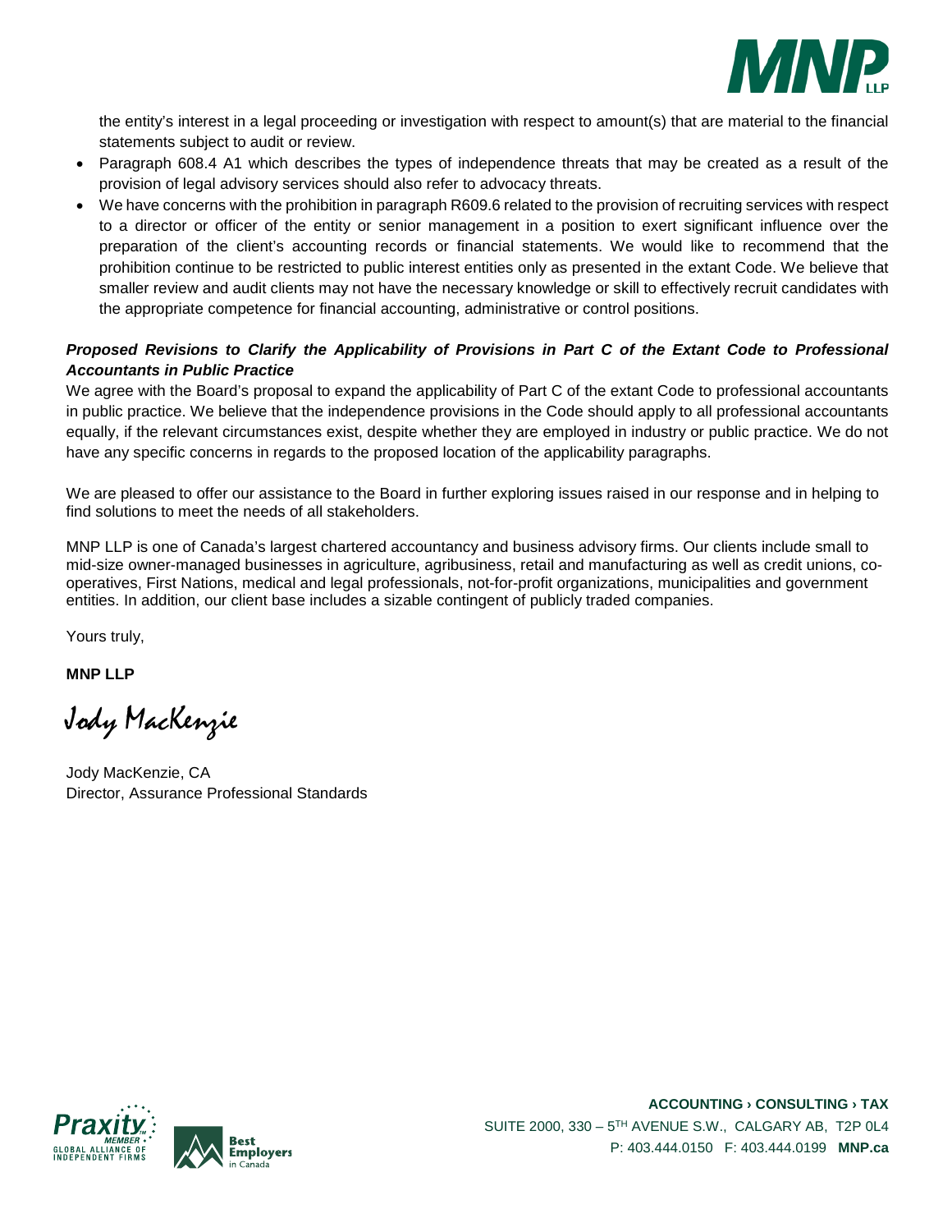the entity's interest in a legal proceeding or investigation with respect to amount(s) that are material to the financial statements subject to audit or review.

- Paragraph 608.4 A1 which describes the types of independence threats that may be created as a result of the provision of legal advisory services should also refer to advocacy threats.
- We have concerns with the prohibition in paragraph R609.6 related to the provision of recruiting services with respect to a director or officer of the entity or senior management in a position to exert significant influence over the preparation of the client's accounting records or financial statements. We would like to recommend that the prohibition continue to be restricted to public interest entities only as presented in the extant Code. We believe that smaller review and audit clients may not have the necessary knowledge or skill to effectively recruit candidates with the appropriate competence for financial accounting, administrative or control positions.

***Proposed Revisions to Clarify the Applicability of Provisions in Part C of the Extant Code to Professional Accountants in Public Practice***

We agree with the Board's proposal to expand the applicability of Part C of the extant Code to professional accountants in public practice. We believe that the independence provisions in the Code should apply to all professional accountants equally, if the relevant circumstances exist, despite whether they are employed in industry or public practice. We do not have any specific concerns in regards to the proposed location of the applicability paragraphs.

We are pleased to offer our assistance to the Board in further exploring issues raised in our response and in helping to find solutions to meet the needs of all stakeholders.

MNP LLP is one of Canada's largest chartered accountancy and business advisory firms. Our clients include small to mid-size owner-managed businesses in agriculture, agribusiness, retail and manufacturing as well as credit unions, co-operatives, First Nations, medical and legal professionals, not-for-profit organizations, municipalities and government entities. In addition, our client base includes a sizable contingent of publicly traded companies.

Yours truly,

**MNP LLP**

Jody MacKenzie

Jody MacKenzie, CA
Director, Assurance Professional Standards